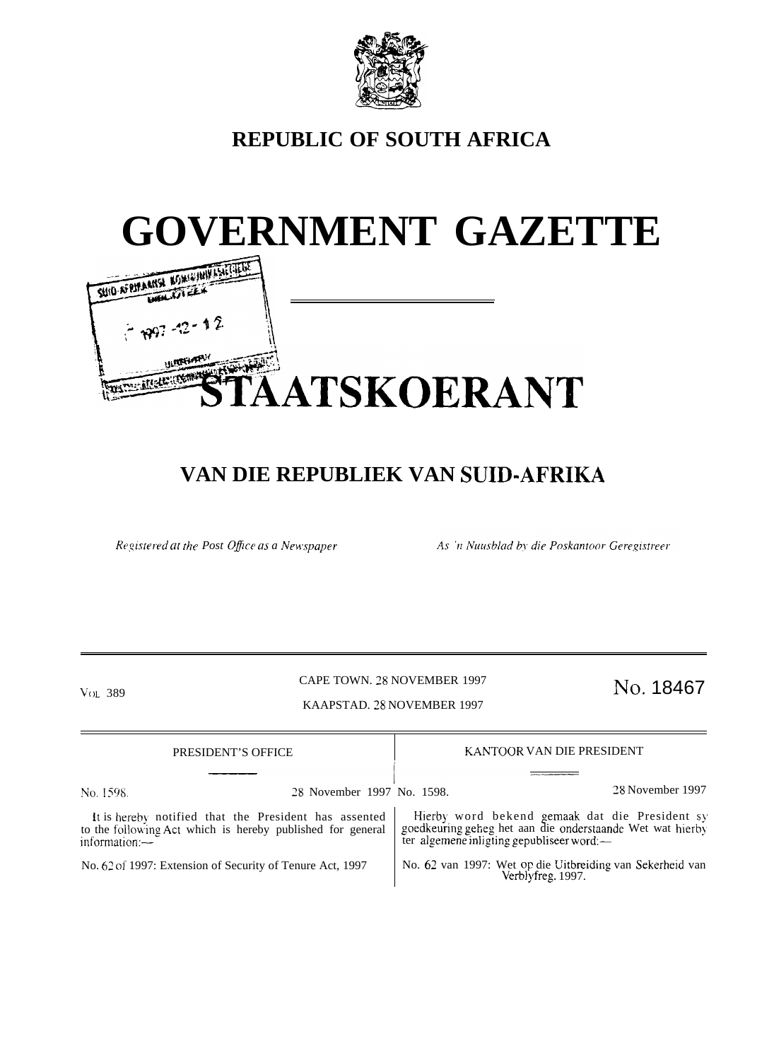# REPUBLIC OF SOUTH AFRICA

# GOVERNMENT GAZETTE

# STAATSKOERANT

## VAN DIE REPUBLIEK VAN SUID-AFRIKA

*Registered at the Post Office as a Newspaper* — *As 'n Nuusblad by die Poskantoor Geregistreer*

VOL. 389 — CAPE TOWN. 28 NOVEMBER 1997 / KAAPSTAD. 28 NOVEMBER 1997 — No. 18467

PRESIDENT'S OFFICE

No. 1598. 28 November 1997

It is hereby notified that the President has assented to the following Act which is hereby published for general information:—

No. 62 of 1997: Extension of Security of Tenure Act, 1997

KANTOOR VAN DIE PRESIDENT

No. 1598. 28 November 1997

Hierby word bekend gemaak dat die President sy goedkeuring geheg het aan die onderstaande Wet wat hierby ter algemene inligting gepubliseer word:—

No. 62 van 1997: Wet op die Uitbreiding van Sekerheid van Verblyfreg. 1997.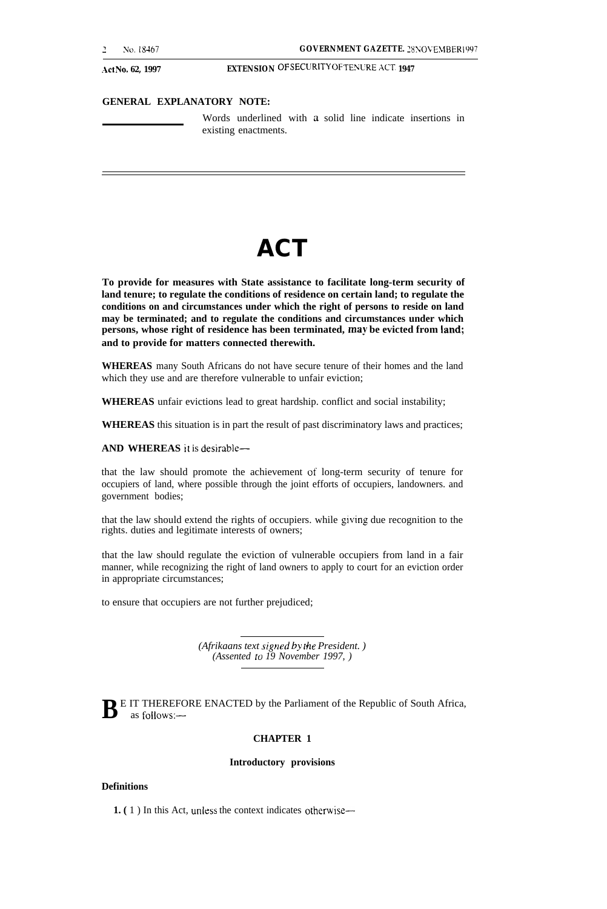Act No. 62, 1997 — EXTENSION OF SECURITY OF TENURE ACT, 1997

**GENERAL EXPLANATORY NOTE:**

________ Words underlined with a solid line indicate insertions in existing enactments.

---

# ACT

**To provide for measures with State assistance to facilitate long-term security of land tenure; to regulate the conditions of residence on certain land; to regulate the conditions on and circumstances under which the right of persons to reside on land may be terminated; and to regulate the conditions and circumstances under which persons, whose right of residence has been terminated, may be evicted from land; and to provide for matters connected therewith.**

**WHEREAS** many South Africans do not have secure tenure of their homes and the land which they use and are therefore vulnerable to unfair eviction;

**WHEREAS** unfair evictions lead to great hardship. conflict and social instability;

**WHEREAS** this situation is in part the result of past discriminatory laws and practices;

**AND WHEREAS** it is desirable—

that the law should promote the achievement of long-term security of tenure for occupiers of land, where possible through the joint efforts of occupiers, landowners. and government bodies;

that the law should extend the rights of occupiers. while giving due recognition to the rights. duties and legitimate interests of owners;

that the law should regulate the eviction of vulnerable occupiers from land in a fair manner, while recognizing the right of land owners to apply to court for an eviction order in appropriate circumstances;

to ensure that occupiers are not further prejudiced;

*(Afrikaans text signed by the President. )*
*(Assented to 19 November 1997, )*

BE IT THEREFORE ENACTED by the Parliament of the Republic of South Africa, as follows:—

## CHAPTER 1

### Introductory provisions

**Definitions**

**1.** (1) In this Act, unless the context indicates otherwise—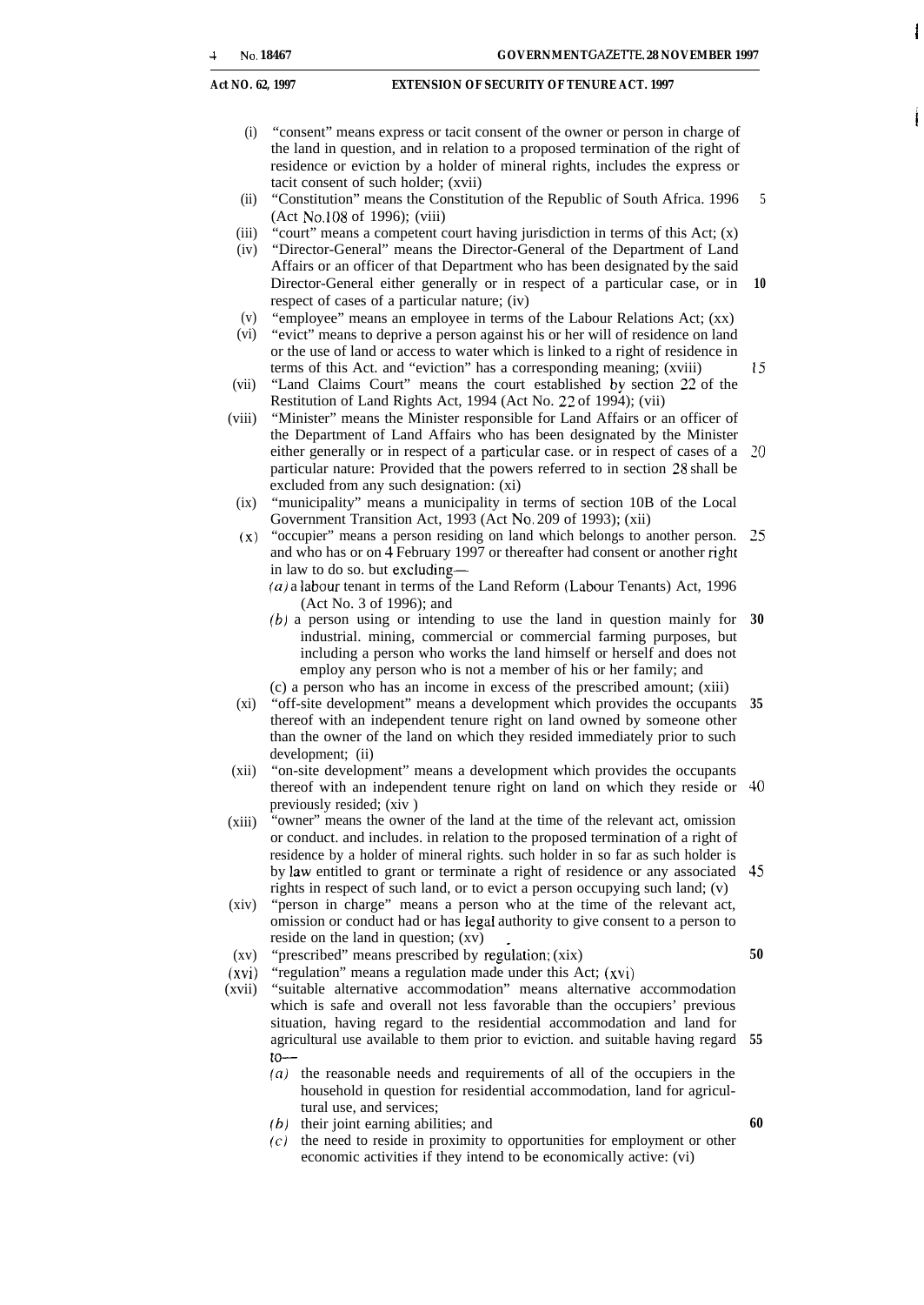(i) "consent" means express or tacit consent of the owner or person in charge of the land in question, and in relation to a proposed termination of the right of residence or eviction by a holder of mineral rights, includes the express or tacit consent of such holder; (xvii)

(ii) "Constitution" means the Constitution of the Republic of South Africa. 1996 (Act No.108 of 1996); (viii)

(iii) "court" means a competent court having jurisdiction in terms of this Act; (x)

(iv) "Director-General" means the Director-General of the Department of Land Affairs or an officer of that Department who has been designated by the said Director-General either generally or in respect of a particular case, or in respect of cases of a particular nature; (iv)

(v) "employee" means an employee in terms of the Labour Relations Act; (xx)

(vi) "evict" means to deprive a person against his or her will of residence on land or the use of land or access to water which is linked to a right of residence in terms of this Act. and "eviction" has a corresponding meaning; (xviii)

(vii) "Land Claims Court" means the court established by section 22 of the Restitution of Land Rights Act, 1994 (Act No. 22 of 1994); (vii)

(viii) "Minister" means the Minister responsible for Land Affairs or an officer of the Department of Land Affairs who has been designated by the Minister either generally or in respect of a particular case. or in respect of cases of a particular nature: Provided that the powers referred to in section 28 shall be excluded from any such designation: (xi)

(ix) "municipality" means a municipality in terms of section 10B of the Local Government Transition Act, 1993 (Act No. 209 of 1993); (xii)

(x) "occupier" means a person residing on land which belongs to another person. and who has or on 4 February 1997 or thereafter had consent or another right in law to do so. but excluding—

*(a)* a labour tenant in terms of the Land Reform (Labour Tenants) Act, 1996 (Act No. 3 of 1996); and

*(b)* a person using or intending to use the land in question mainly for industrial. mining, commercial or commercial farming purposes, but including a person who works the land himself or herself and does not employ any person who is not a member of his or her family; and

(c) a person who has an income in excess of the prescribed amount; (xiii)

(xi) "off-site development" means a development which provides the occupants thereof with an independent tenure right on land owned by someone other than the owner of the land on which they resided immediately prior to such development; (ii)

(xii) "on-site development" means a development which provides the occupants thereof with an independent tenure right on land on which they reside or previously resided; (xiv)

(xiii) "owner" means the owner of the land at the time of the relevant act, omission or conduct. and includes. in relation to the proposed termination of a right of residence by a holder of mineral rights. such holder in so far as such holder is by law entitled to grant or terminate a right of residence or any associated rights in respect of such land, or to evict a person occupying such land; (v)

(xiv) "person in charge" means a person who at the time of the relevant act, omission or conduct had or has legal authority to give consent to a person to reside on the land in question; (xv)

(xv) "prescribed" means prescribed by regulation; (xix)

(xvi) "regulation" means a regulation made under this Act; (xvi)

(xvii) "suitable alternative accommodation" means alternative accommodation which is safe and overall not less favorable than the occupiers' previous situation, having regard to the residential accommodation and land for agricultural use available to them prior to eviction. and suitable having regard to—

*(a)* the reasonable needs and requirements of all of the occupiers in the household in question for residential accommodation, land for agricultural use, and services;

*(b)* their joint earning abilities; and

*(c)* the need to reside in proximity to opportunities for employment or other economic activities if they intend to be economically active: (vi)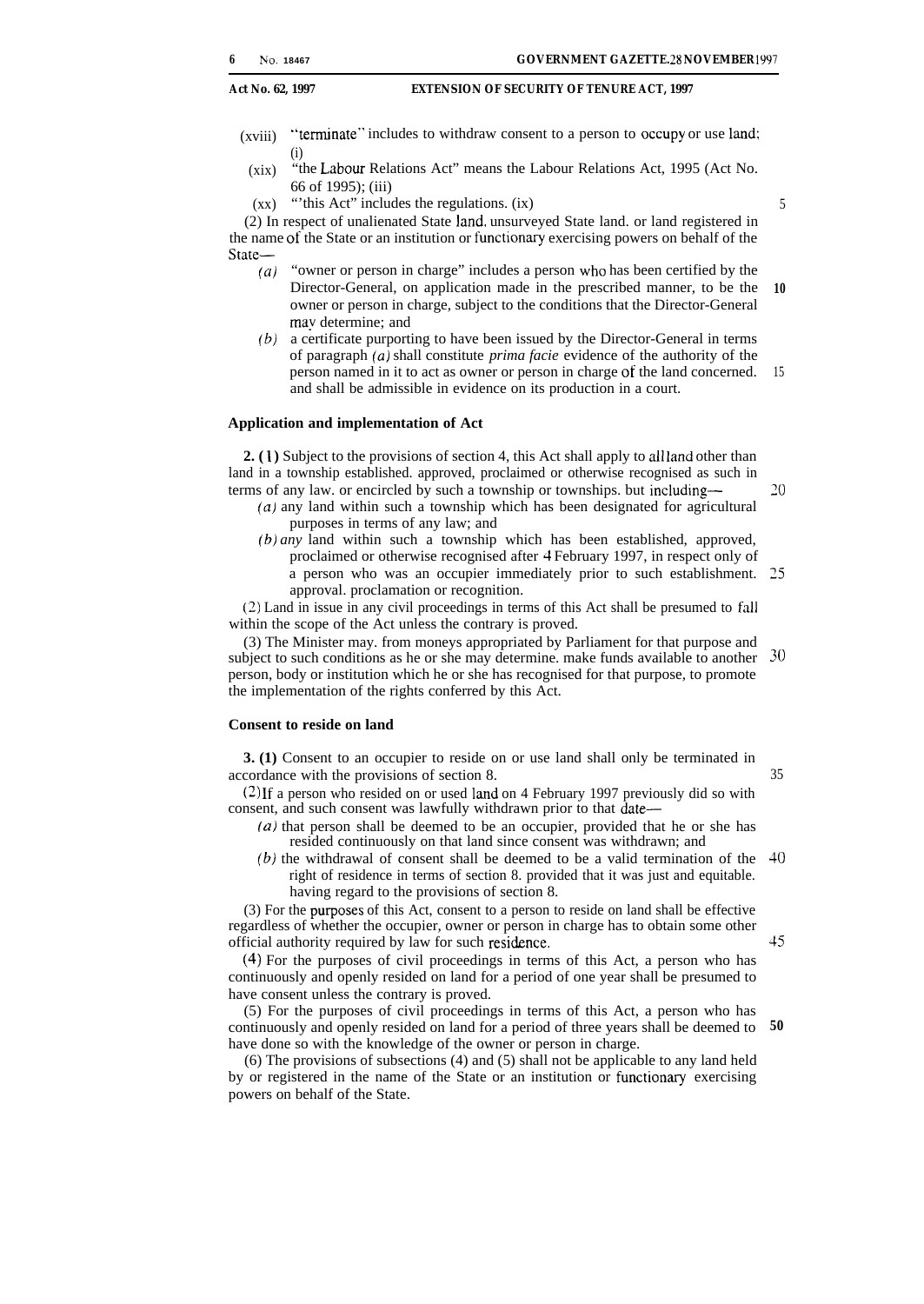(xviii) "terminate" includes to withdraw consent to a person to occupy or use land; (i)

(xix) "the Labour Relations Act" means the Labour Relations Act, 1995 (Act No. 66 of 1995); (iii)

(xx) "'this Act" includes the regulations. (ix)

(2) In respect of unalienated State land, unsurveyed State land, or land registered in the name of the State or an institution or functionary exercising powers on behalf of the State—

*(a)* "owner or person in charge" includes a person who has been certified by the Director-General, on application made in the prescribed manner, to be the owner or person in charge, subject to the conditions that the Director-General may determine; and

*(b)* a certificate purporting to have been issued by the Director-General in terms of paragraph *(a)* shall constitute *prima facie* evidence of the authority of the person named in it to act as owner or person in charge of the land concerned, and shall be admissible in evidence on its production in a court.

### Application and implementation of Act

**2. (1)** Subject to the provisions of section 4, this Act shall apply to all land other than land in a township established, approved, proclaimed or otherwise recognised as such in terms of any law, or encircled by such a township or townships, but including—

*(a)* any land within such a township which has been designated for agricultural purposes in terms of any law; and

*(b)* any land within such a township which has been established, approved, proclaimed or otherwise recognised after 4 February 1997, in respect only of a person who was an occupier immediately prior to such establishment, approval, proclamation or recognition.

(2) Land in issue in any civil proceedings in terms of this Act shall be presumed to fall within the scope of the Act unless the contrary is proved.

(3) The Minister may, from moneys appropriated by Parliament for that purpose and subject to such conditions as he or she may determine, make funds available to another person, body or institution which he or she has recognised for that purpose, to promote the implementation of the rights conferred by this Act.

### Consent to reside on land

**3. (1)** Consent to an occupier to reside on or use land shall only be terminated in accordance with the provisions of section 8.

(2) If a person who resided on or used land on 4 February 1997 previously did so with consent, and such consent was lawfully withdrawn prior to that date—

*(a)* that person shall be deemed to be an occupier, provided that he or she has resided continuously on that land since consent was withdrawn; and

*(b)* the withdrawal of consent shall be deemed to be a valid termination of the right of residence in terms of section 8, provided that it was just and equitable, having regard to the provisions of section 8.

(3) For the purposes of this Act, consent to a person to reside on land shall be effective regardless of whether the occupier, owner or person in charge has to obtain some other official authority required by law for such residence.

(4) For the purposes of civil proceedings in terms of this Act, a person who has continuously and openly resided on land for a period of one year shall be presumed to have consent unless the contrary is proved.

(5) For the purposes of civil proceedings in terms of this Act, a person who has continuously and openly resided on land for a period of three years shall be deemed to have done so with the knowledge of the owner or person in charge.

(6) The provisions of subsections (4) and (5) shall not be applicable to any land held by or registered in the name of the State or an institution or functionary exercising powers on behalf of the State.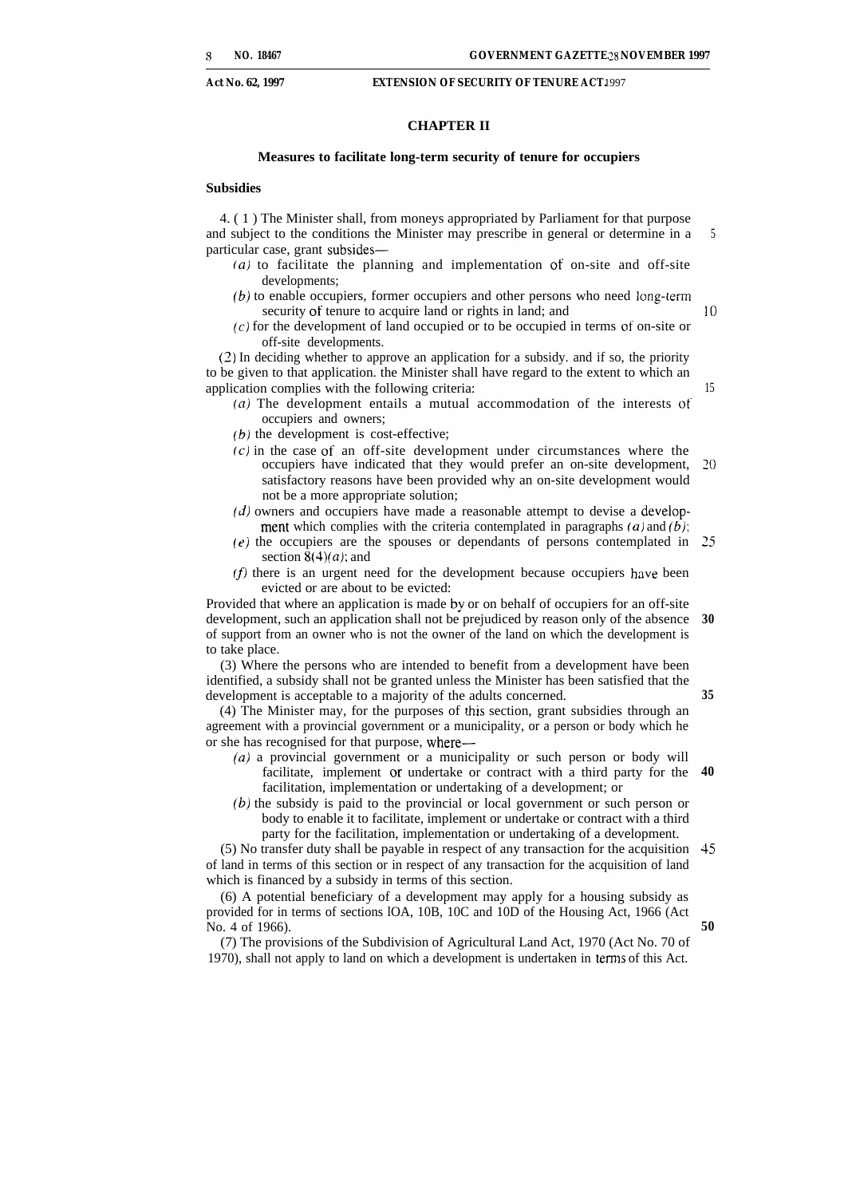## CHAPTER II

### Measures to facilitate long-term security of tenure for occupiers

**Subsidies**

4. (1) The Minister shall, from moneys appropriated by Parliament for that purpose and subject to the conditions the Minister may prescribe in general or determine in a particular case, grant subsidies—

*(a)* to facilitate the planning and implementation of on-site and off-site developments;

*(b)* to enable occupiers, former occupiers and other persons who need long-term security of tenure to acquire land or rights in land; and

*(c)* for the development of land occupied or to be occupied in terms of on-site or off-site developments.

(2) In deciding whether to approve an application for a subsidy. and if so, the priority to be given to that application. the Minister shall have regard to the extent to which an application complies with the following criteria:

*(a)* The development entails a mutual accommodation of the interests of occupiers and owners;

*(b)* the development is cost-effective;

*(c)* in the case of an off-site development under circumstances where the occupiers have indicated that they would prefer an on-site development, satisfactory reasons have been provided why an on-site development would not be a more appropriate solution;

*(d)* owners and occupiers have made a reasonable attempt to devise a development which complies with the criteria contemplated in paragraphs *(a)* and *(b)*;

*(e)* the occupiers are the spouses or dependants of persons contemplated in section 8(4)*(a)*; and

*(f)* there is an urgent need for the development because occupiers have been evicted or are about to be evicted:

Provided that where an application is made by or on behalf of occupiers for an off-site development, such an application shall not be prejudiced by reason only of the absence of support from an owner who is not the owner of the land on which the development is to take place.

(3) Where the persons who are intended to benefit from a development have been identified, a subsidy shall not be granted unless the Minister has been satisfied that the development is acceptable to a majority of the adults concerned.

(4) The Minister may, for the purposes of this section, grant subsidies through an agreement with a provincial government or a municipality, or a person or body which he or she has recognised for that purpose, where—

*(a)* a provincial government or a municipality or such person or body will facilitate, implement or undertake or contract with a third party for the facilitation, implementation or undertaking of a development; or

*(b)* the subsidy is paid to the provincial or local government or such person or body to enable it to facilitate, implement or undertake or contract with a third party for the facilitation, implementation or undertaking of a development.

(5) No transfer duty shall be payable in respect of any transaction for the acquisition of land in terms of this section or in respect of any transaction for the acquisition of land which is financed by a subsidy in terms of this section.

(6) A potential beneficiary of a development may apply for a housing subsidy as provided for in terms of sections 10A, 10B, 10C and 10D of the Housing Act, 1966 (Act No. 4 of 1966).

(7) The provisions of the Subdivision of Agricultural Land Act, 1970 (Act No. 70 of 1970), shall not apply to land on which a development is undertaken in terms of this Act.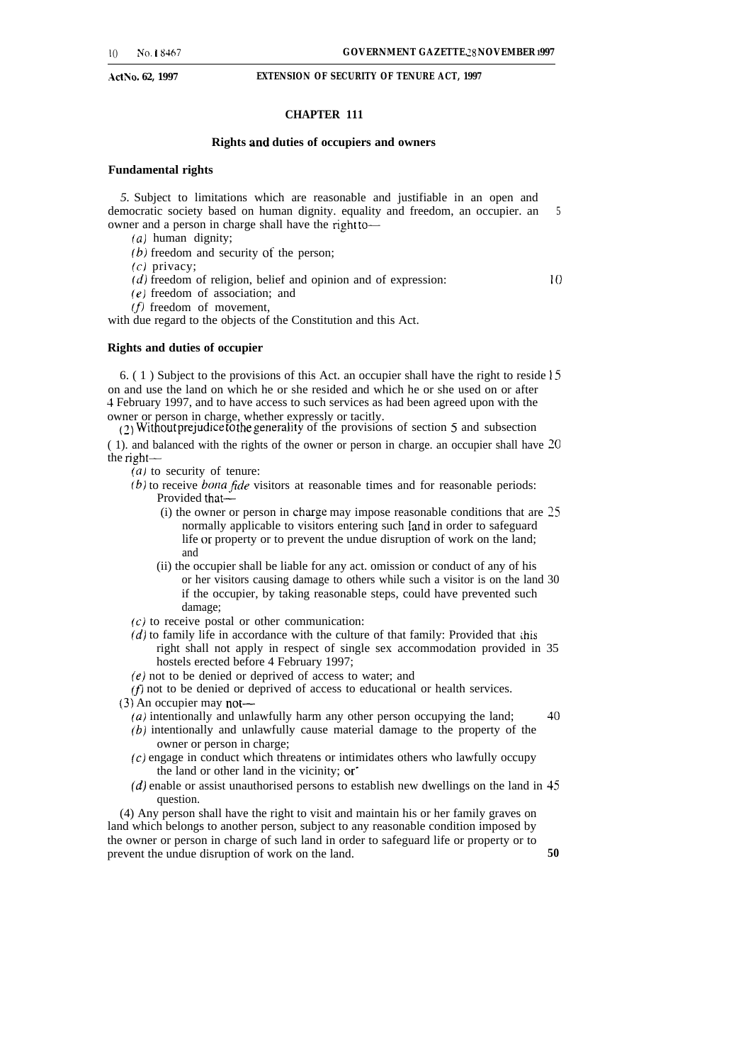## CHAPTER III

### Rights and duties of occupiers and owners

**Fundamental rights**

5. Subject to limitations which are reasonable and justifiable in an open and democratic society based on human dignity. equality and freedom, an occupier. an owner and a person in charge shall have the right to—

*(a)* human dignity;

*(b)* freedom and security of the person;

*(c)* privacy;

*(d)* freedom of religion, belief and opinion and of expression:

*(e)* freedom of association; and

*(f)* freedom of movement,

with due regard to the objects of the Constitution and this Act.

**Rights and duties of occupier**

6. (1) Subject to the provisions of this Act. an occupier shall have the right to reside on and use the land on which he or she resided and which he or she used on or after 4 February 1997, and to have access to such services as had been agreed upon with the owner or person in charge, whether expressly or tacitly.

(2) Without prejudice to the generality of the provisions of section 5 and subsection (1). and balanced with the rights of the owner or person in charge. an occupier shall have the right—

*(a)* to security of tenure:

*(b)* to receive *bona fide* visitors at reasonable times and for reasonable periods: Provided that—

(i) the owner or person in charge may impose reasonable conditions that are normally applicable to visitors entering such land in order to safeguard life or property or to prevent the undue disruption of work on the land; and

(ii) the occupier shall be liable for any act. omission or conduct of any of his or her visitors causing damage to others while such a visitor is on the land if the occupier, by taking reasonable steps, could have prevented such damage;

*(c)* to receive postal or other communication:

*(d)* to family life in accordance with the culture of that family: Provided that this right shall not apply in respect of single sex accommodation provided in hostels erected before 4 February 1997;

*(e)* not to be denied or deprived of access to water; and

*(f)* not to be denied or deprived of access to educational or health services.

(3) An occupier may not—

*(a)* intentionally and unlawfully harm any other person occupying the land;

*(b)* intentionally and unlawfully cause material damage to the property of the owner or person in charge;

*(c)* engage in conduct which threatens or intimidates others who lawfully occupy the land or other land in the vicinity; or

*(d)* enable or assist unauthorised persons to establish new dwellings on the land in question.

(4) Any person shall have the right to visit and maintain his or her family graves on land which belongs to another person, subject to any reasonable condition imposed by the owner or person in charge of such land in order to safeguard life or property or to prevent the undue disruption of work on the land.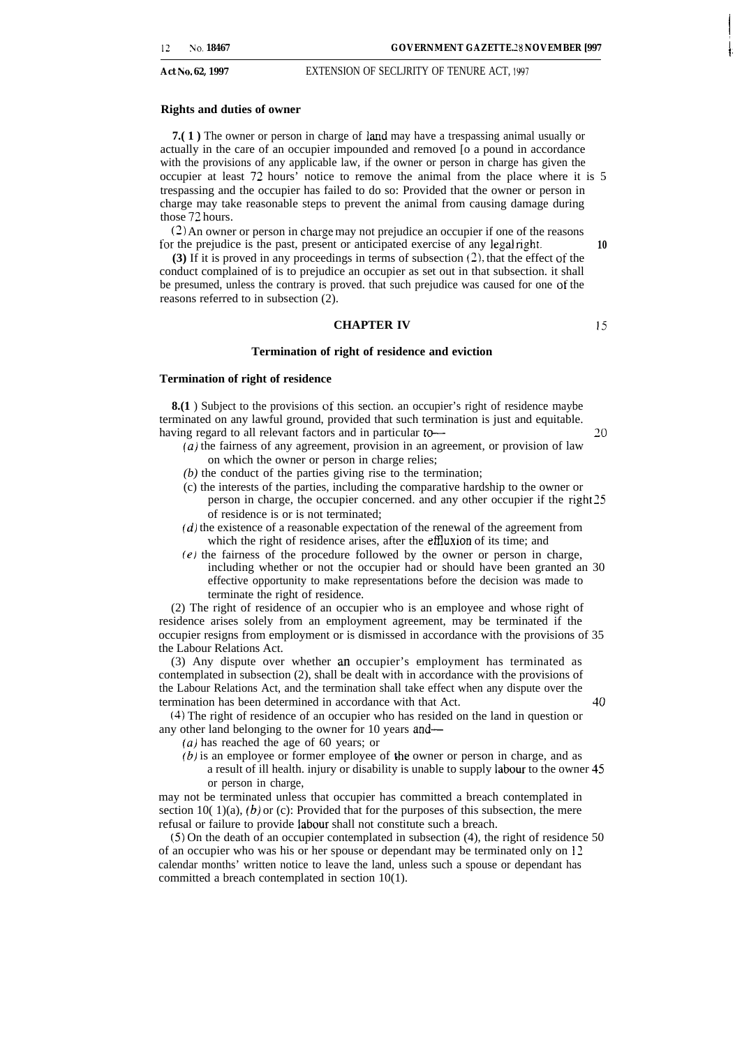**Rights and duties of owner**

**7.(1)** The owner or person in charge of land may have a trespassing animal usually or actually in the care of an occupier impounded and removed [o a pound in accordance with the provisions of any applicable law, if the owner or person in charge has given the occupier at least 72 hours' notice to remove the animal from the place where it is trespassing and the occupier has failed to do so: Provided that the owner or person in charge may take reasonable steps to prevent the animal from causing damage during those 72 hours.

(2) An owner or person in charge may not prejudice an occupier if one of the reasons for the prejudice is the past, present or anticipated exercise of any legal right.

**(3)** If it is proved in any proceedings in terms of subsection (2), that the effect of the conduct complained of is to prejudice an occupier as set out in that subsection. it shall be presumed, unless the contrary is proved. that such prejudice was caused for one of the reasons referred to in subsection (2).

## CHAPTER IV

### Termination of right of residence and eviction

**Termination of right of residence**

**8.(1)** Subject to the provisions of this section. an occupier's right of residence maybe terminated on any lawful ground, provided that such termination is just and equitable. having regard to all relevant factors and in particular to—

*(a)* the fairness of any agreement, provision in an agreement, or provision of law on which the owner or person in charge relies;

*(b)* the conduct of the parties giving rise to the termination;

(c) the interests of the parties, including the comparative hardship to the owner or person in charge, the occupier concerned. and any other occupier if the right of residence is or is not terminated;

*(d)* the existence of a reasonable expectation of the renewal of the agreement from which the right of residence arises, after the effluxion of its time; and

*(e)* the fairness of the procedure followed by the owner or person in charge, including whether or not the occupier had or should have been granted an effective opportunity to make representations before the decision was made to terminate the right of residence.

(2) The right of residence of an occupier who is an employee and whose right of residence arises solely from an employment agreement, may be terminated if the occupier resigns from employment or is dismissed in accordance with the provisions of the Labour Relations Act.

(3) Any dispute over whether an occupier's employment has terminated as contemplated in subsection (2), shall be dealt with in accordance with the provisions of the Labour Relations Act, and the termination shall take effect when any dispute over the termination has been determined in accordance with that Act.

(4) The right of residence of an occupier who has resided on the land in question or any other land belonging to the owner for 10 years and—

*(a)* has reached the age of 60 years; or

*(b)* is an employee or former employee of the owner or person in charge, and as a result of ill health. injury or disability is unable to supply labour to the owner or person in charge,

may not be terminated unless that occupier has committed a breach contemplated in section 10(1)(a), *(b)* or (c): Provided that for the purposes of this subsection, the mere refusal or failure to provide labour shall not constitute such a breach.

(5) On the death of an occupier contemplated in subsection (4), the right of residence of an occupier who was his or her spouse or dependant may be terminated only on 12 calendar months' written notice to leave the land, unless such a spouse or dependant has committed a breach contemplated in section 10(1).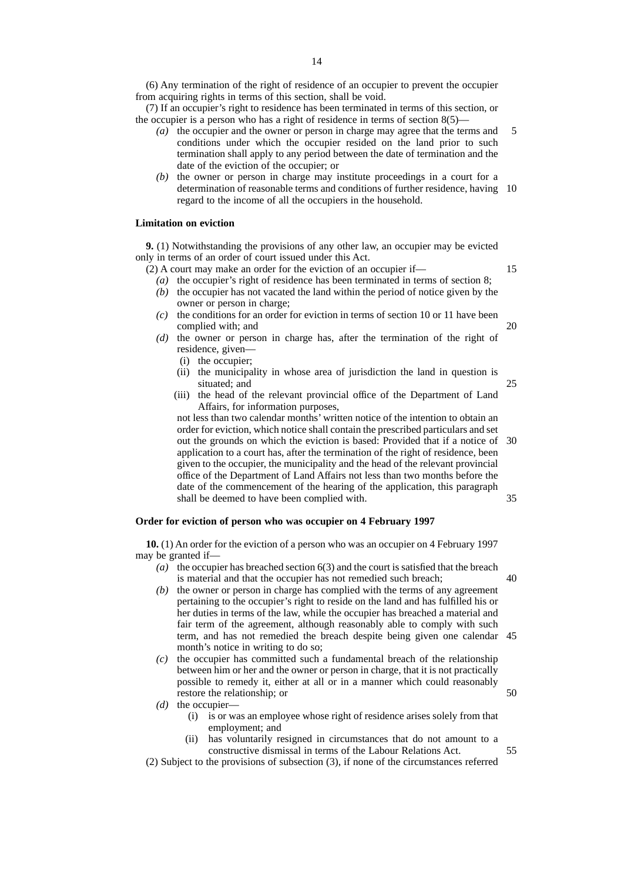(6) Any termination of the right of residence of an occupier to prevent the occupier from acquiring rights in terms of this section, shall be void.

(7) If an occupier's right to residence has been terminated in terms of this section, or the occupier is a person who has a right of residence in terms of section 8(5)—

*(a)* the occupier and the owner or person in charge may agree that the terms and conditions under which the occupier resided on the land prior to such termination shall apply to any period between the date of termination and the date of the eviction of the occupier; or

*(b)* the owner or person in charge may institute proceedings in a court for a determination of reasonable terms and conditions of further residence, having regard to the income of all the occupiers in the household.

**Limitation on eviction**

**9.** (1) Notwithstanding the provisions of any other law, an occupier may be evicted only in terms of an order of court issued under this Act.

(2) A court may make an order for the eviction of an occupier if—

*(a)* the occupier's right of residence has been terminated in terms of section 8;

*(b)* the occupier has not vacated the land within the period of notice given by the owner or person in charge;

*(c)* the conditions for an order for eviction in terms of section 10 or 11 have been complied with; and

*(d)* the owner or person in charge has, after the termination of the right of residence, given—

(i) the occupier;

(ii) the municipality in whose area of jurisdiction the land in question is situated; and

(iii) the head of the relevant provincial office of the Department of Land Affairs, for information purposes,

not less than two calendar months' written notice of the intention to obtain an order for eviction, which notice shall contain the prescribed particulars and set out the grounds on which the eviction is based: Provided that if a notice of application to a court has, after the termination of the right of residence, been given to the occupier, the municipality and the head of the relevant provincial office of the Department of Land Affairs not less than two months before the date of the commencement of the hearing of the application, this paragraph shall be deemed to have been complied with.

**Order for eviction of person who was occupier on 4 February 1997**

**10.** (1) An order for the eviction of a person who was an occupier on 4 February 1997 may be granted if—

*(a)* the occupier has breached section 6(3) and the court is satisfied that the breach is material and that the occupier has not remedied such breach;

*(b)* the owner or person in charge has complied with the terms of any agreement pertaining to the occupier's right to reside on the land and has fulfilled his or her duties in terms of the law, while the occupier has breached a material and fair term of the agreement, although reasonably able to comply with such term, and has not remedied the breach despite being given one calendar month's notice in writing to do so;

*(c)* the occupier has committed such a fundamental breach of the relationship between him or her and the owner or person in charge, that it is not practically possible to remedy it, either at all or in a manner which could reasonably restore the relationship; or

*(d)* the occupier—

(i) is or was an employee whose right of residence arises solely from that employment; and

(ii) has voluntarily resigned in circumstances that do not amount to a constructive dismissal in terms of the Labour Relations Act.

(2) Subject to the provisions of subsection (3), if none of the circumstances referred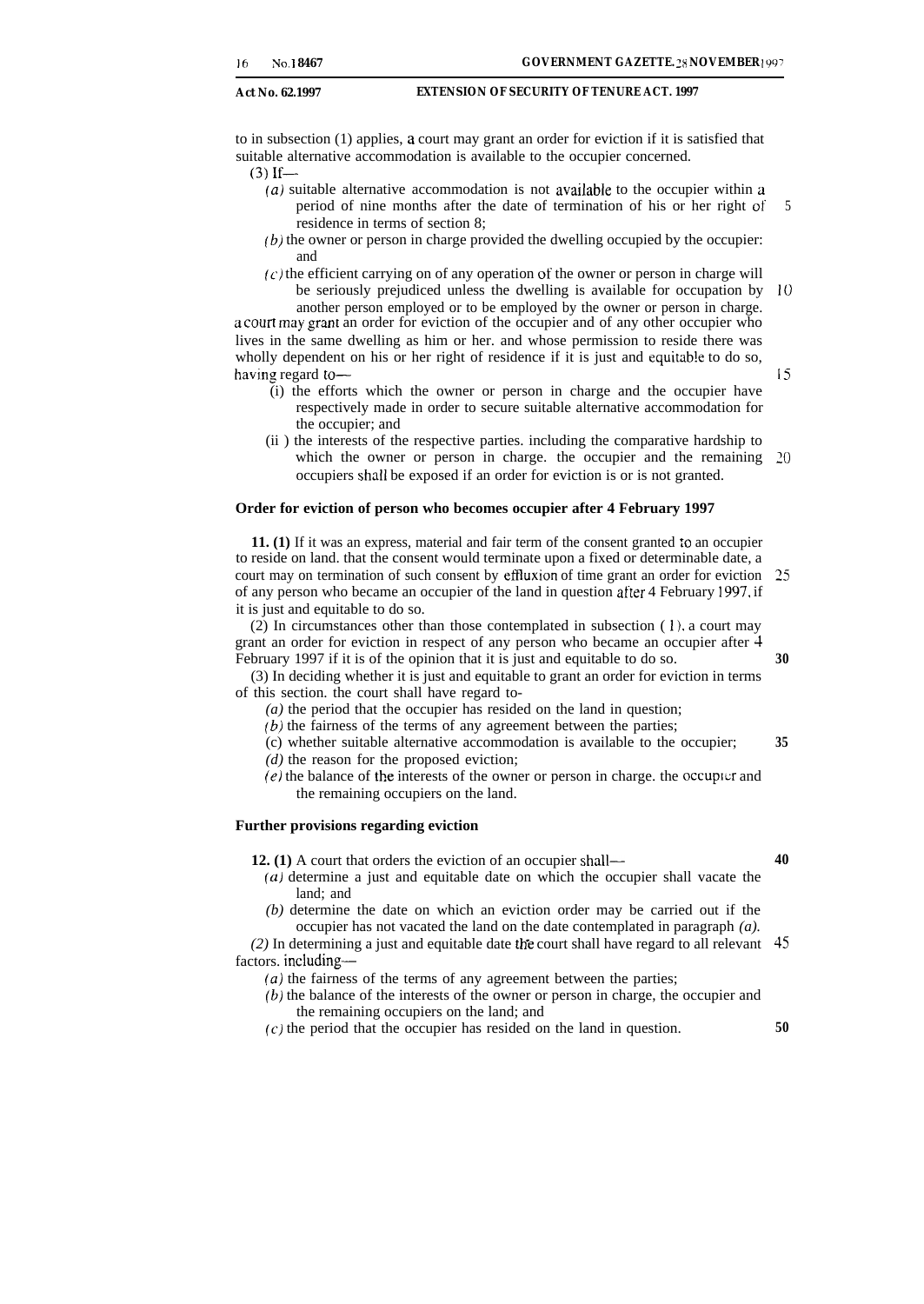to in subsection (1) applies, a court may grant an order for eviction if it is satisfied that suitable alternative accommodation is available to the occupier concerned.

(3) If—

*(a)* suitable alternative accommodation is not available to the occupier within a period of nine months after the date of termination of his or her right of residence in terms of section 8;

*(b)* the owner or person in charge provided the dwelling occupied by the occupier: and

*(c)* the efficient carrying on of any operation of the owner or person in charge will be seriously prejudiced unless the dwelling is available for occupation by another person employed or to be employed by the owner or person in charge.

a court may grant an order for eviction of the occupier and of any other occupier who lives in the same dwelling as him or her. and whose permission to reside there was wholly dependent on his or her right of residence if it is just and equitable to do so, having regard to—

(i) the efforts which the owner or person in charge and the occupier have respectively made in order to secure suitable alternative accommodation for the occupier; and

(ii ) the interests of the respective parties. including the comparative hardship to which the owner or person in charge. the occupier and the remaining occupiers shall be exposed if an order for eviction is or is not granted.

**Order for eviction of person who becomes occupier after 4 February 1997**

**11. (1)** If it was an express, material and fair term of the consent granted to an occupier to reside on land. that the consent would terminate upon a fixed or determinable date, a court may on termination of such consent by effluxion of time grant an order for eviction of any person who became an occupier of the land in question after 4 February 1997, if it is just and equitable to do so.

(2) In circumstances other than those contemplated in subsection (1), a court may grant an order for eviction in respect of any person who became an occupier after 4 February 1997 if it is of the opinion that it is just and equitable to do so.

(3) In deciding whether it is just and equitable to grant an order for eviction in terms of this section. the court shall have regard to-

*(a)* the period that the occupier has resided on the land in question;

*(b)* the fairness of the terms of any agreement between the parties;

(c) whether suitable alternative accommodation is available to the occupier;

*(d)* the reason for the proposed eviction;

*(e)* the balance of the interests of the owner or person in charge. the occupier and the remaining occupiers on the land.

**Further provisions regarding eviction**

**12. (1)** A court that orders the eviction of an occupier shall—

*(a)* determine a just and equitable date on which the occupier shall vacate the land; and

*(b)* determine the date on which an eviction order may be carried out if the occupier has not vacated the land on the date contemplated in paragraph *(a).*

*(2)* In determining a just and equitable date the court shall have regard to all relevant factors. including—

*(a)* the fairness of the terms of any agreement between the parties;

*(b)* the balance of the interests of the owner or person in charge, the occupier and the remaining occupiers on the land; and

*(c)* the period that the occupier has resided on the land in question.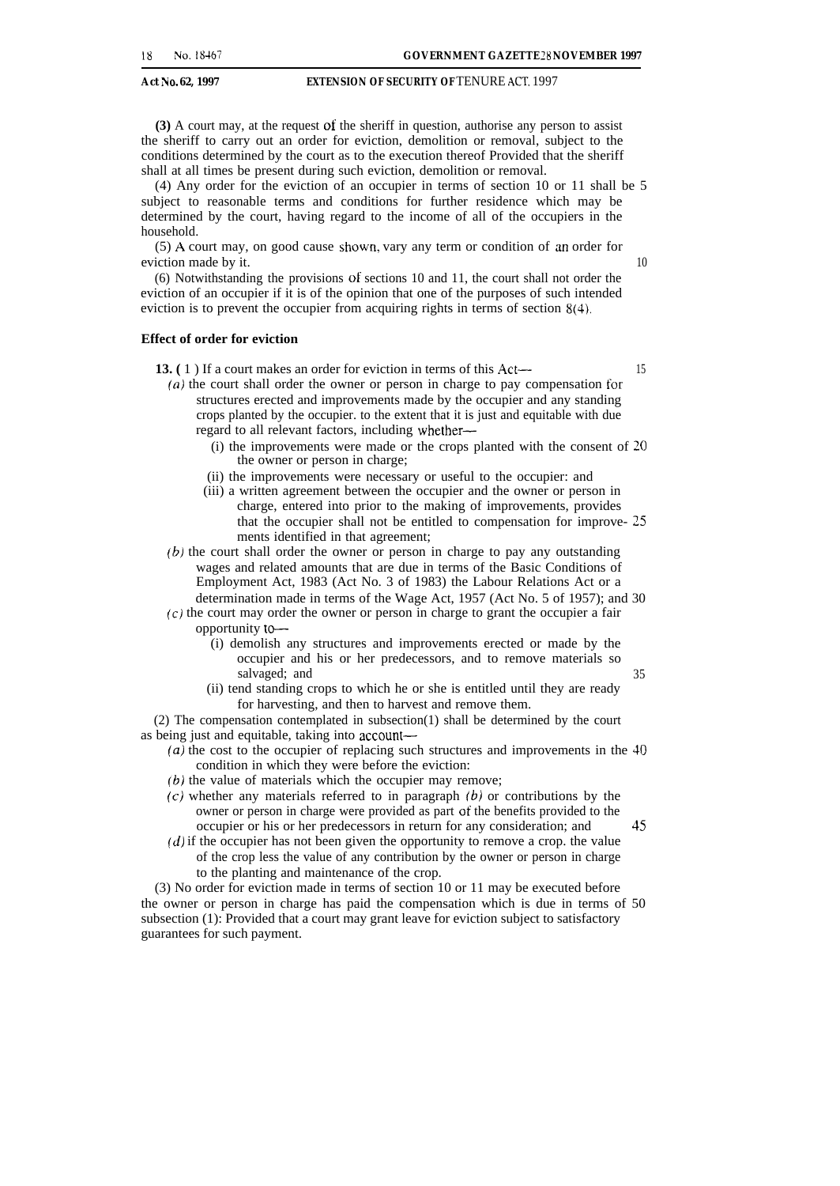(3) A court may, at the request of the sheriff in question, authorise any person to assist the sheriff to carry out an order for eviction, demolition or removal, subject to the conditions determined by the court as to the execution thereof Provided that the sheriff shall at all times be present during such eviction, demolition or removal.

(4) Any order for the eviction of an occupier in terms of section 10 or 11 shall be subject to reasonable terms and conditions for further residence which may be determined by the court, having regard to the income of all of the occupiers in the household.

(5) A court may, on good cause shown, vary any term or condition of an order for eviction made by it.

(6) Notwithstanding the provisions of sections 10 and 11, the court shall not order the eviction of an occupier if it is of the opinion that one of the purposes of such intended eviction is to prevent the occupier from acquiring rights in terms of section 8(4).

**Effect of order for eviction**

**13.** (1) If a court makes an order for eviction in terms of this Act—

*(a)* the court shall order the owner or person in charge to pay compensation for structures erected and improvements made by the occupier and any standing crops planted by the occupier. to the extent that it is just and equitable with due regard to all relevant factors, including whether—

(i) the improvements were made or the crops planted with the consent of the owner or person in charge;

(ii) the improvements were necessary or useful to the occupier: and

(iii) a written agreement between the occupier and the owner or person in charge, entered into prior to the making of improvements, provides that the occupier shall not be entitled to compensation for improvements identified in that agreement;

*(b)* the court shall order the owner or person in charge to pay any outstanding wages and related amounts that are due in terms of the Basic Conditions of Employment Act, 1983 (Act No. 3 of 1983) the Labour Relations Act or a determination made in terms of the Wage Act, 1957 (Act No. 5 of 1957); and

*(c)* the court may order the owner or person in charge to grant the occupier a fair opportunity to—

(i) demolish any structures and improvements erected or made by the occupier and his or her predecessors, and to remove materials so salvaged; and

(ii) tend standing crops to which he or she is entitled until they are ready for harvesting, and then to harvest and remove them.

(2) The compensation contemplated in subsection(1) shall be determined by the court as being just and equitable, taking into account—

*(a)* the cost to the occupier of replacing such structures and improvements in the condition in which they were before the eviction:

*(b)* the value of materials which the occupier may remove;

*(c)* whether any materials referred to in paragraph *(b)* or contributions by the owner or person in charge were provided as part of the benefits provided to the occupier or his or her predecessors in return for any consideration; and

*(d)* if the occupier has not been given the opportunity to remove a crop. the value of the crop less the value of any contribution by the owner or person in charge to the planting and maintenance of the crop.

(3) No order for eviction made in terms of section 10 or 11 may be executed before the owner or person in charge has paid the compensation which is due in terms of subsection (1): Provided that a court may grant leave for eviction subject to satisfactory guarantees for such payment.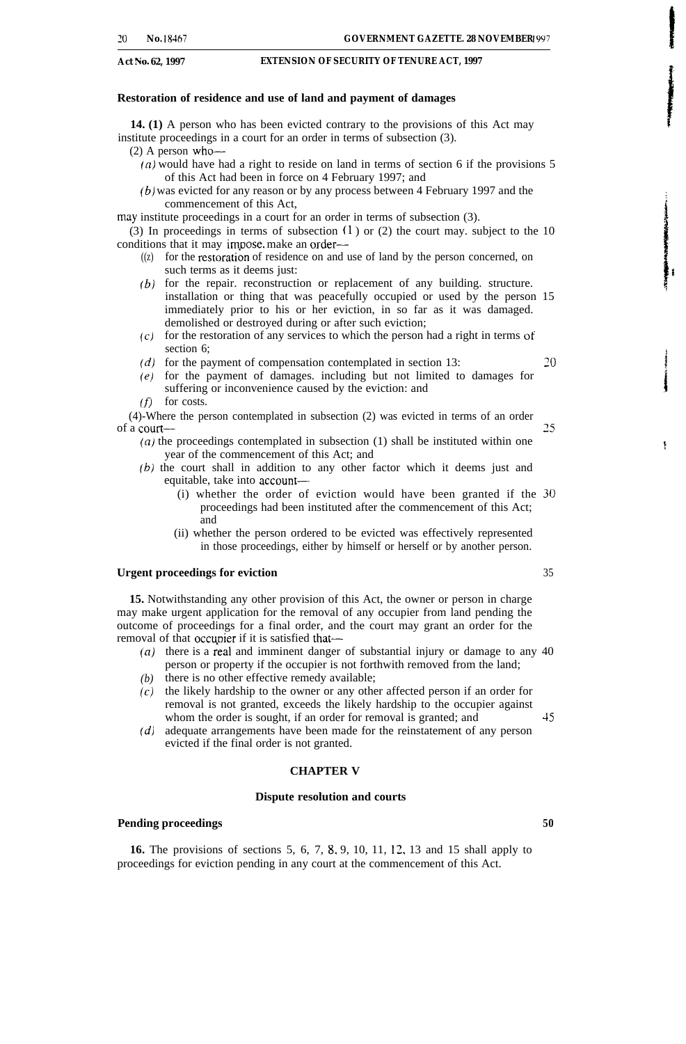### Restoration of residence and use of land and payment of damages

**14. (1)** A person who has been evicted contrary to the provisions of this Act may institute proceedings in a court for an order in terms of subsection (3).

(2) A person who—

*(a)* would have had a right to reside on land in terms of section 6 if the provisions of this Act had been in force on 4 February 1997; and

*(b)* was evicted for any reason or by any process between 4 February 1997 and the commencement of this Act,

may institute proceedings in a court for an order in terms of subsection (3).

(3) In proceedings in terms of subsection (1) or (2) the court may, subject to the conditions that it may impose, make an order—

*(a)* for the restoration of residence on and use of land by the person concerned, on such terms as it deems just;

*(b)* for the repair, reconstruction or replacement of any building, structure, installation or thing that was peacefully occupied or used by the person immediately prior to his or her eviction, in so far as it was damaged, demolished or destroyed during or after such eviction;

*(c)* for the restoration of any services to which the person had a right in terms of section 6;

*(d)* for the payment of compensation contemplated in section 13;

*(e)* for the payment of damages, including but not limited to damages for suffering or inconvenience caused by the eviction; and

*(f)* for costs.

(4) Where the person contemplated in subsection (2) was evicted in terms of an order of a court—

*(a)* the proceedings contemplated in subsection (1) shall be instituted within one year of the commencement of this Act; and

*(b)* the court shall in addition to any other factor which it deems just and equitable, take into account—

(i) whether the order of eviction would have been granted if the proceedings had been instituted after the commencement of this Act; and

(ii) whether the person ordered to be evicted was effectively represented in those proceedings, either by himself or herself or by another person.

### Urgent proceedings for eviction

**15.** Notwithstanding any other provision of this Act, the owner or person in charge may make urgent application for the removal of any occupier from land pending the outcome of proceedings for a final order, and the court may grant an order for the removal of that occupier if it is satisfied that—

*(a)* there is a real and imminent danger of substantial injury or damage to any person or property if the occupier is not forthwith removed from the land;

*(b)* there is no other effective remedy available;

*(c)* the likely hardship to the owner or any other affected person if an order for removal is not granted, exceeds the likely hardship to the occupier against whom the order is sought, if an order for removal is granted; and

*(d)* adequate arrangements have been made for the reinstatement of any person evicted if the final order is not granted.

## CHAPTER V

## Dispute resolution and courts

### Pending proceedings

**16.** The provisions of sections 5, 6, 7, 8, 9, 10, 11, 12, 13 and 15 shall apply to proceedings for eviction pending in any court at the commencement of this Act.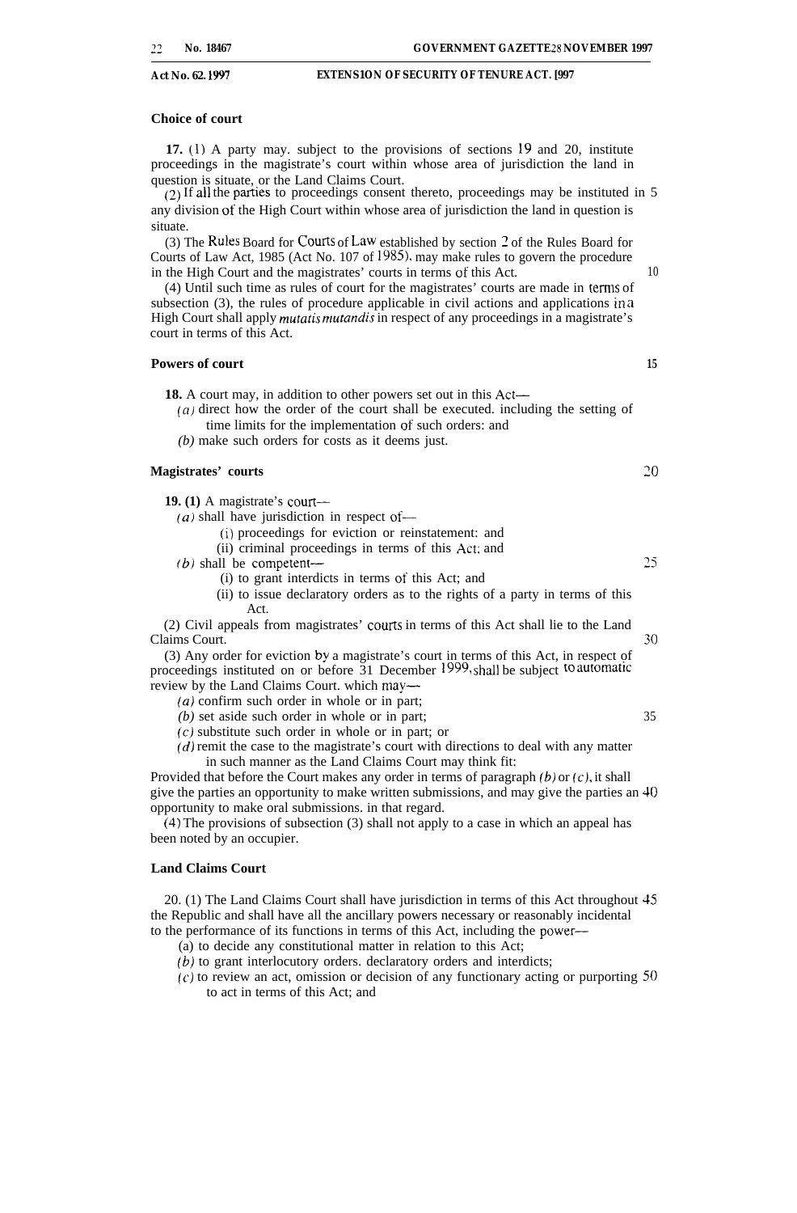## Choice of court

**17.** (1) A party may. subject to the provisions of sections 19 and 20, institute proceedings in the magistrate's court within whose area of jurisdiction the land in question is situate, or the Land Claims Court.

(2) If all the parties to proceedings consent thereto, proceedings may be instituted in any division of the High Court within whose area of jurisdiction the land in question is situate.

(3) The Rules Board for Courts of Law established by section 2 of the Rules Board for Courts of Law Act, 1985 (Act No. 107 of 1985), may make rules to govern the procedure in the High Court and the magistrates' courts in terms of this Act.

(4) Until such time as rules of court for the magistrates' courts are made in terms of subsection (3), the rules of procedure applicable in civil actions and applications in a High Court shall apply *mutatis mutandis* in respect of any proceedings in a magistrate's court in terms of this Act.

## Powers of court

**18.** A court may, in addition to other powers set out in this Act—

*(a)* direct how the order of the court shall be executed. including the setting of time limits for the implementation of such orders: and

*(b)* make such orders for costs as it deems just.

## Magistrates' courts

**19. (1)** A magistrate's court—

*(a)* shall have jurisdiction in respect of—

(i) proceedings for eviction or reinstatement: and

(ii) criminal proceedings in terms of this Act; and

*(b)* shall be competent—

(i) to grant interdicts in terms of this Act; and

(ii) to issue declaratory orders as to the rights of a party in terms of this Act.

(2) Civil appeals from magistrates' courts in terms of this Act shall lie to the Land Claims Court.

(3) Any order for eviction by a magistrate's court in terms of this Act, in respect of proceedings instituted on or before 31 December 1999, shall be subject to automatic review by the Land Claims Court. which may—

*(a)* confirm such order in whole or in part;

*(b)* set aside such order in whole or in part;

*(c)* substitute such order in whole or in part; or

*(d)* remit the case to the magistrate's court with directions to deal with any matter in such manner as the Land Claims Court may think fit:

Provided that before the Court makes any order in terms of paragraph *(b)* or *(c)*, it shall give the parties an opportunity to make written submissions, and may give the parties an opportunity to make oral submissions. in that regard.

(4) The provisions of subsection (3) shall not apply to a case in which an appeal has been noted by an occupier.

## Land Claims Court

20. (1) The Land Claims Court shall have jurisdiction in terms of this Act throughout the Republic and shall have all the ancillary powers necessary or reasonably incidental to the performance of its functions in terms of this Act, including the power—

(a) to decide any constitutional matter in relation to this Act;

*(b)* to grant interlocutory orders. declaratory orders and interdicts;

*(c)* to review an act, omission or decision of any functionary acting or purporting to act in terms of this Act; and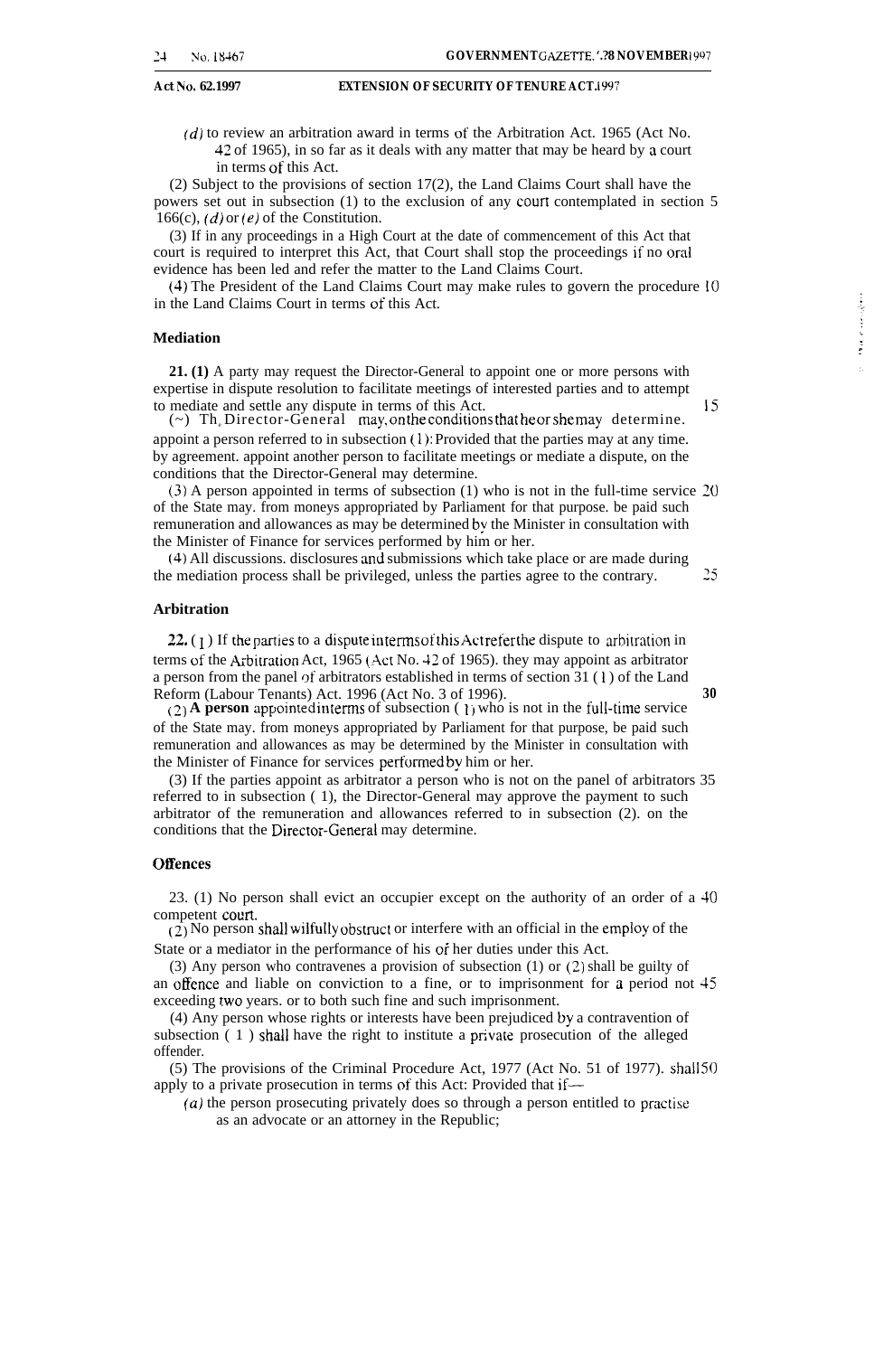*(d)* to review an arbitration award in terms of the Arbitration Act. 1965 (Act No. 42 of 1965), in so far as it deals with any matter that may be heard by a court in terms of this Act.

(2) Subject to the provisions of section 17(2), the Land Claims Court shall have the powers set out in subsection (1) to the exclusion of any court contemplated in section 166(c), *(d)* or *(e)* of the Constitution.

(3) If in any proceedings in a High Court at the date of commencement of this Act that court is required to interpret this Act, that Court shall stop the proceedings if no oral evidence has been led and refer the matter to the Land Claims Court.

(4) The President of the Land Claims Court may make rules to govern the procedure in the Land Claims Court in terms of this Act.

**Mediation**

**21. (1)** A party may request the Director-General to appoint one or more persons with expertise in dispute resolution to facilitate meetings of interested parties and to attempt to mediate and settle any dispute in terms of this Act.

(2) The Director-General may, on the conditions that he or she may determine, appoint a person referred to in subsection (1): Provided that the parties may at any time, by agreement, appoint another person to facilitate meetings or mediate a dispute, on the conditions that the Director-General may determine.

(3) A person appointed in terms of subsection (1) who is not in the full-time service of the State may, from moneys appropriated by Parliament for that purpose, be paid such remuneration and allowances as may be determined by the Minister in consultation with the Minister of Finance for services performed by him or her.

(4) All discussions, disclosures and submissions which take place or are made during the mediation process shall be privileged, unless the parties agree to the contrary.

**Arbitration**

**22.** (1) If the parties to a dispute in terms of this Act refer the dispute to arbitration in terms of the Arbitration Act, 1965 (Act No. 42 of 1965), they may appoint as arbitrator a person from the panel of arbitrators established in terms of section 31 (1) of the Land Reform (Labour Tenants) Act, 1996 (Act No. 3 of 1996).

(2) **A person** appointed in terms of subsection (1) who is not in the full-time service of the State may, from moneys appropriated by Parliament for that purpose, be paid such remuneration and allowances as may be determined by the Minister in consultation with the Minister of Finance for services performed by him or her.

(3) If the parties appoint as arbitrator a person who is not on the panel of arbitrators referred to in subsection (1), the Director-General may approve the payment to such arbitrator of the remuneration and allowances referred to in subsection (2), on the conditions that the Director-General may determine.

**Offences**

23. (1) No person shall evict an occupier except on the authority of an order of a competent court.

(2) No person shall wilfully obstruct or interfere with an official in the employ of the State or a mediator in the performance of his or her duties under this Act.

(3) Any person who contravenes a provision of subsection (1) or (2) shall be guilty of an offence and liable on conviction to a fine, or to imprisonment for a period not exceeding two years, or to both such fine and such imprisonment.

(4) Any person whose rights or interests have been prejudiced by a contravention of subsection (1) shall have the right to institute a private prosecution of the alleged offender.

(5) The provisions of the Criminal Procedure Act, 1977 (Act No. 51 of 1977), shall apply to a private prosecution in terms of this Act: Provided that if—

*(a)* the person prosecuting privately does so through a person entitled to practise as an advocate or an attorney in the Republic;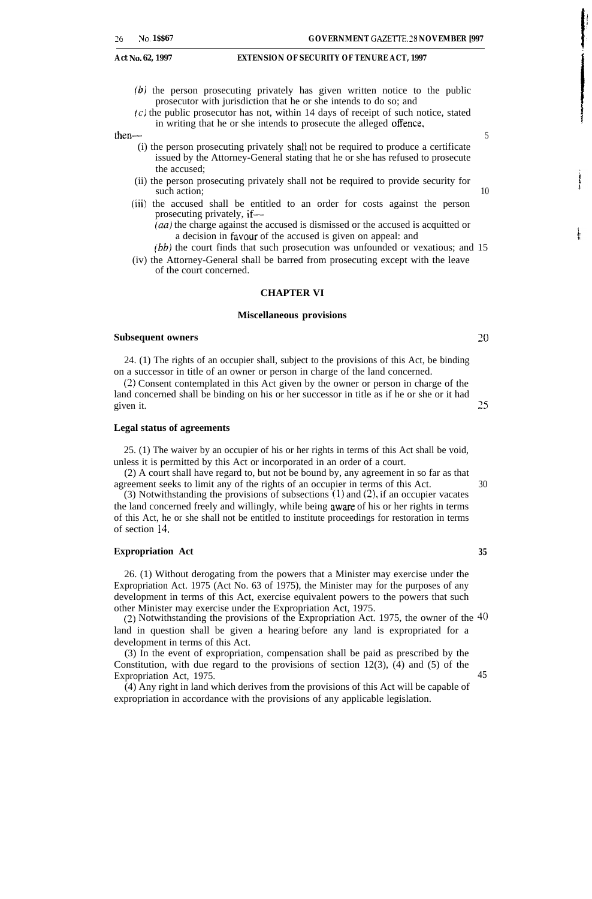*(b)* the person prosecuting privately has given written notice to the public prosecutor with jurisdiction that he or she intends to do so; and

*(c)* the public prosecutor has not, within 14 days of receipt of such notice, stated in writing that he or she intends to prosecute the alleged offence,

then—

(i) the person prosecuting privately shall not be required to produce a certificate issued by the Attorney-General stating that he or she has refused to prosecute the accused;

(ii) the person prosecuting privately shall not be required to provide security for such action;

(iii) the accused shall be entitled to an order for costs against the person prosecuting privately, if—

*(aa)* the charge against the accused is dismissed or the accused is acquitted or a decision in favour of the accused is given on appeal: and

*(bb)* the court finds that such prosecution was unfounded or vexatious; and

(iv) the Attorney-General shall be barred from prosecuting except with the leave of the court concerned.

## CHAPTER VI

### Miscellaneous provisions

**Subsequent owners**

24. (1) The rights of an occupier shall, subject to the provisions of this Act, be binding on a successor in title of an owner or person in charge of the land concerned.

(2) Consent contemplated in this Act given by the owner or person in charge of the land concerned shall be binding on his or her successor in title as if he or she or it had given it.

**Legal status of agreements**

25. (1) The waiver by an occupier of his or her rights in terms of this Act shall be void, unless it is permitted by this Act or incorporated in an order of a court.

(2) A court shall have regard to, but not be bound by, any agreement in so far as that agreement seeks to limit any of the rights of an occupier in terms of this Act.

(3) Notwithstanding the provisions of subsections (1) and (2), if an occupier vacates the land concerned freely and willingly, while being aware of his or her rights in terms of this Act, he or she shall not be entitled to institute proceedings for restoration in terms of section 14.

**Expropriation Act**

26. (1) Without derogating from the powers that a Minister may exercise under the Expropriation Act. 1975 (Act No. 63 of 1975), the Minister may for the purposes of any development in terms of this Act, exercise equivalent powers to the powers that such other Minister may exercise under the Expropriation Act, 1975.

(2) Notwithstanding the provisions of the Expropriation Act. 1975, the owner of the land in question shall be given a hearing before any land is expropriated for a development in terms of this Act.

(3) In the event of expropriation, compensation shall be paid as prescribed by the Constitution, with due regard to the provisions of section 12(3), (4) and (5) of the Expropriation Act, 1975.

(4) Any right in land which derives from the provisions of this Act will be capable of expropriation in accordance with the provisions of any applicable legislation.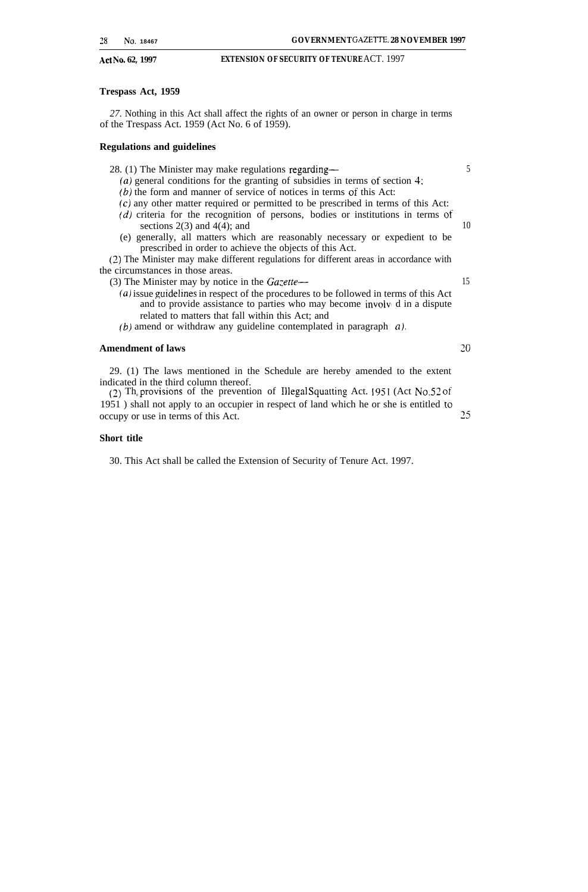**Trespass Act, 1959**

*27.* Nothing in this Act shall affect the rights of an owner or person in charge in terms of the Trespass Act. 1959 (Act No. 6 of 1959).

**Regulations and guidelines**

28. (1) The Minister may make regulations regarding—

*(a)* general conditions for the granting of subsidies in terms of section 4;

*(b)* the form and manner of service of notices in terms of this Act:

*(c)* any other matter required or permitted to be prescribed in terms of this Act:

*(d)* criteria for the recognition of persons, bodies or institutions in terms of sections 2(3) and 4(4); and

(e) generally, all matters which are reasonably necessary or expedient to be prescribed in order to achieve the objects of this Act.

(2) The Minister may make different regulations for different areas in accordance with the circumstances in those areas.

(3) The Minister may by notice in the *Gazette*—

*(a)* issue guidelines in respect of the procedures to be followed in terms of this Act and to provide assistance to parties who may become involved in a dispute related to matters that fall within this Act; and

*(b)* amend or withdraw any guideline contemplated in paragraph *(a)*.

**Amendment of laws**

29. (1) The laws mentioned in the Schedule are hereby amended to the extent indicated in the third column thereof.

(2) The provisions of the prevention of Illegal Squatting Act. 1951 (Act No. 52 of 1951 ) shall not apply to an occupier in respect of land which he or she is entitled to occupy or use in terms of this Act.

**Short title**

30. This Act shall be called the Extension of Security of Tenure Act. 1997.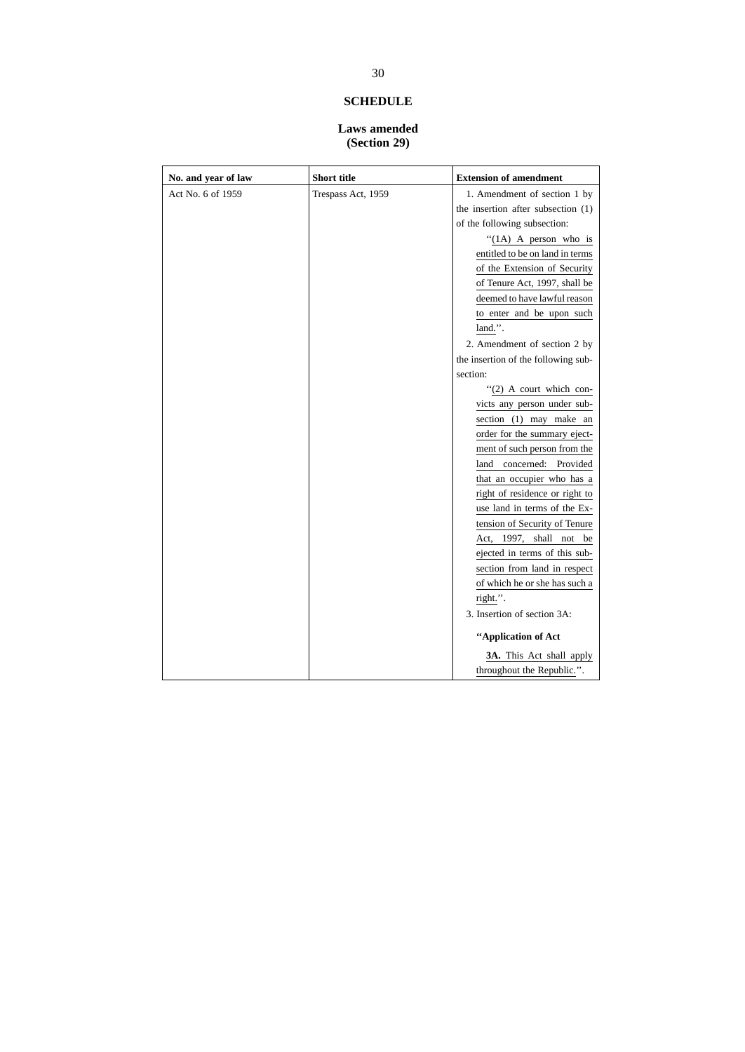## SCHEDULE

### Laws amended
### (Section 29)

| No. and year of law | Short title | Extension of amendment |
|---|---|---|
| Act No. 6 of 1959 | Trespass Act, 1959 | 1. Amendment of section 1 by the insertion after subsection (1) of the following subsection: "(1A) A person who is entitled to be on land in terms of the Extension of Security of Tenure Act, 1997, shall be deemed to have lawful reason to enter and be upon such land.". 2. Amendment of section 2 by the insertion of the following subsection: "(2) A court which convicts any person under subsection (1) may make an order for the summary ejectment of such person from the land concerned: Provided that an occupier who has a right of residence or right to use land in terms of the Extension of Security of Tenure Act, 1997, shall not be ejected in terms of this subsection from land in respect of which he or she has such a right.". 3. Insertion of section 3A: "**Application of Act** **3A.** This Act shall apply throughout the Republic.". |